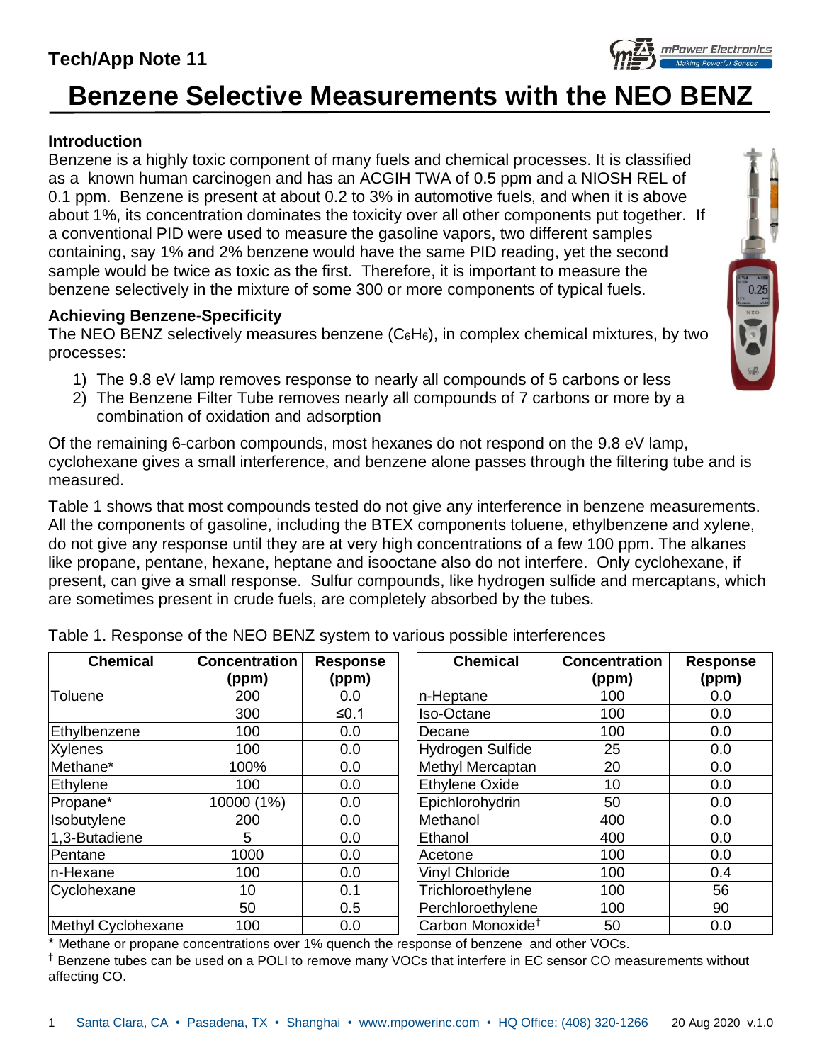Tech/App Note 11

# Benzene Selective Measurements with the NEO BENZ

## Introduction

Benzene is a highly toxic component of many fuels and chemical processes. It is classified as a known human carcinogen and has an ACGIH TWA of 0.5 ppm and a NIOSH REL of 0.1 ppm. Benzene is present at about 0.2 to 3% in automotive fuels, and when it is above about 1%, its concentration dominates the toxicity over all other components put together. If a conventional PID were used to measure the gasoline vapors, two different samples containing, say 1% and 2% benzene would have the same PID reading, yet the second sample would be twice as toxic as the first. Therefore, it is important to measure the benzene selectively in the mixture of some 300 or more components of typical fuels.

## Achieving Benzene-Specificity

The NEO BENZ selectively measures benzene ($C_6H_6$), in complex chemical mixtures, by two processes:

1) The 9.8 eV lamp removes response to nearly all compounds of 5 carbons or less
2) The Benzene Filter Tube removes nearly all compounds of 7 carbons or more by a combination of oxidation and adsorption

Of the remaining 6-carbon compounds, most hexanes do not respond on the 9.8 eV lamp, cyclohexane gives a small interference, and benzene alone passes through the filtering tube and is measured.

Table 1 shows that most compounds tested do not give any interference in benzene measurements. All the components of gasoline, including the BTEX components toluene, ethylbenzene and xylene, do not give any response until they are at very high concentrations of a few 100 ppm. The alkanes like propane, pentane, hexane, heptane and isooctane also do not interfere. Only cyclohexane, if present, can give a small response. Sulfur compounds, like hydrogen sulfide and mercaptans, which are sometimes present in crude fuels, are completely absorbed by the tubes.

Table 1. Response of the NEO BENZ system to various possible interferences

| Chemical | Concentration (ppm) | Response (ppm) |
|---|---|---|
| Toluene | 200 | 0.0 |
| | 300 | ≤0.1 |
| Ethylbenzene | 100 | 0.0 |
| Xylenes | 100 | 0.0 |
| Methane* | 100% | 0.0 |
| Ethylene | 100 | 0.0 |
| Propane* | 10000 (1%) | 0.0 |
| Isobutylene | 200 | 0.0 |
| 1,3-Butadiene | 5 | 0.0 |
| Pentane | 1000 | 0.0 |
| n-Hexane | 100 | 0.0 |
| Cyclohexane | 10 | 0.1 |
| | 50 | 0.5 |
| Methyl Cyclohexane | 100 | 0.0 |
| n-Heptane | 100 | 0.0 |
| Iso-Octane | 100 | 0.0 |
| Decane | 100 | 0.0 |
| Hydrogen Sulfide | 25 | 0.0 |
| Methyl Mercaptan | 20 | 0.0 |
| Ethylene Oxide | 10 | 0.0 |
| Epichlorohydrin | 50 | 0.0 |
| Methanol | 400 | 0.0 |
| Ethanol | 400 | 0.0 |
| Acetone | 100 | 0.0 |
| Vinyl Chloride | 100 | 0.4 |
| Trichloroethylene | 100 | 56 |
| Perchloroethylene | 100 | 90 |
| Carbon Monoxide† | 50 | 0.0 |

\* Methane or propane concentrations over 1% quench the response of benzene and other VOCs.

† Benzene tubes can be used on a POLI to remove many VOCs that interfere in EC sensor CO measurements without affecting CO.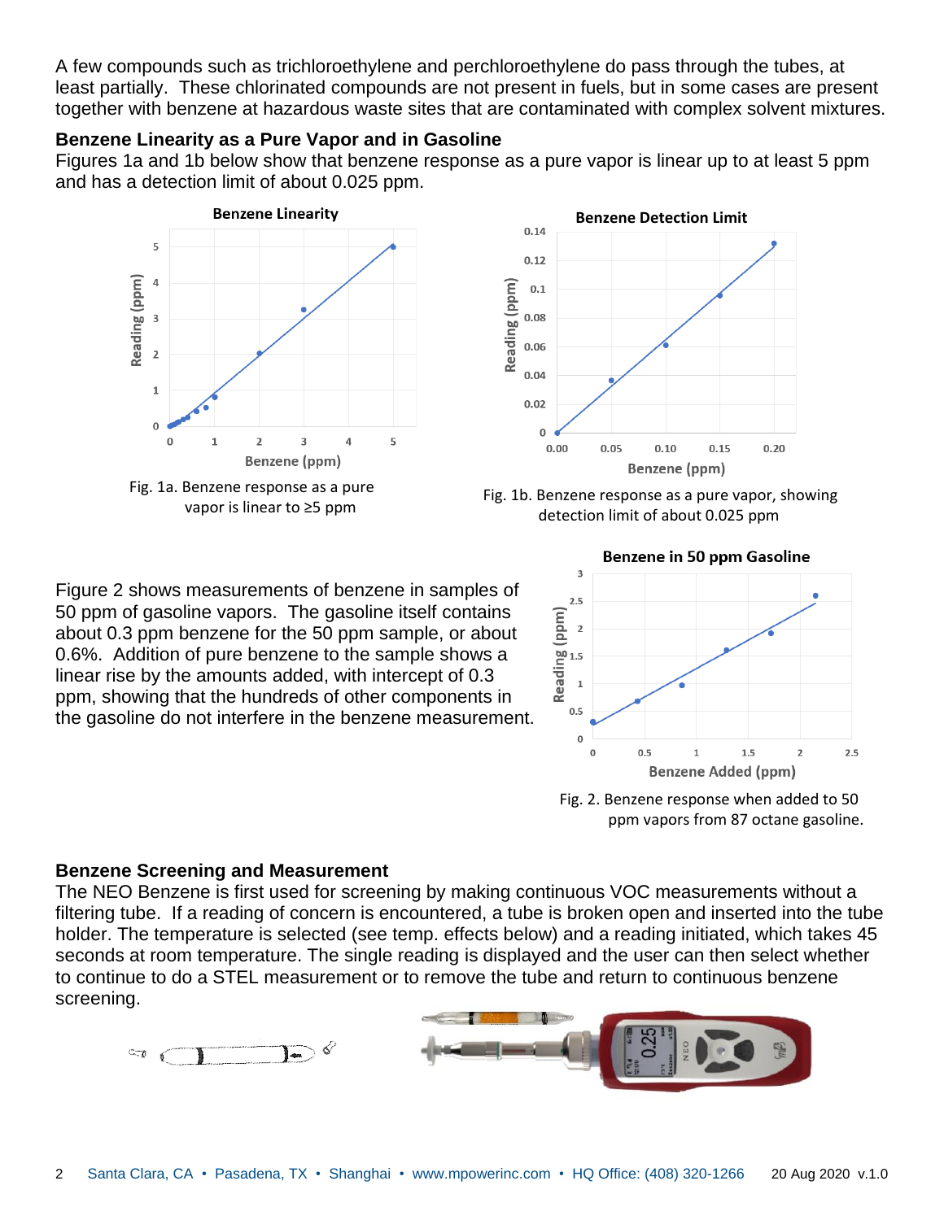A few compounds such as trichloroethylene and perchloroethylene do pass through the tubes, at least partially. These chlorinated compounds are not present in fuels, but in some cases are present together with benzene at hazardous waste sites that are contaminated with complex solvent mixtures.

### Benzene Linearity as a Pure Vapor and in Gasoline

Figures 1a and 1b below show that benzene response as a pure vapor is linear up to at least 5 ppm and has a detection limit of about 0.025 ppm.

Fig. 1a. Benzene response as a pure vapor is linear to ≥5 ppm

Fig. 1b. Benzene response as a pure vapor, showing detection limit of about 0.025 ppm

Figure 2 shows measurements of benzene in samples of 50 ppm of gasoline vapors. The gasoline itself contains about 0.3 ppm benzene for the 50 ppm sample, or about 0.6%. Addition of pure benzene to the sample shows a linear rise by the amounts added, with intercept of 0.3 ppm, showing that the hundreds of other components in the gasoline do not interfere in the benzene measurement.

Fig. 2. Benzene response when added to 50 ppm vapors from 87 octane gasoline.

### Benzene Screening and Measurement

The NEO Benzene is first used for screening by making continuous VOC measurements without a filtering tube. If a reading of concern is encountered, a tube is broken open and inserted into the tube holder. The temperature is selected (see temp. effects below) and a reading initiated, which takes 45 seconds at room temperature. The single reading is displayed and the user can then select whether to continue to do a STEL measurement or to remove the tube and return to continuous benzene screening.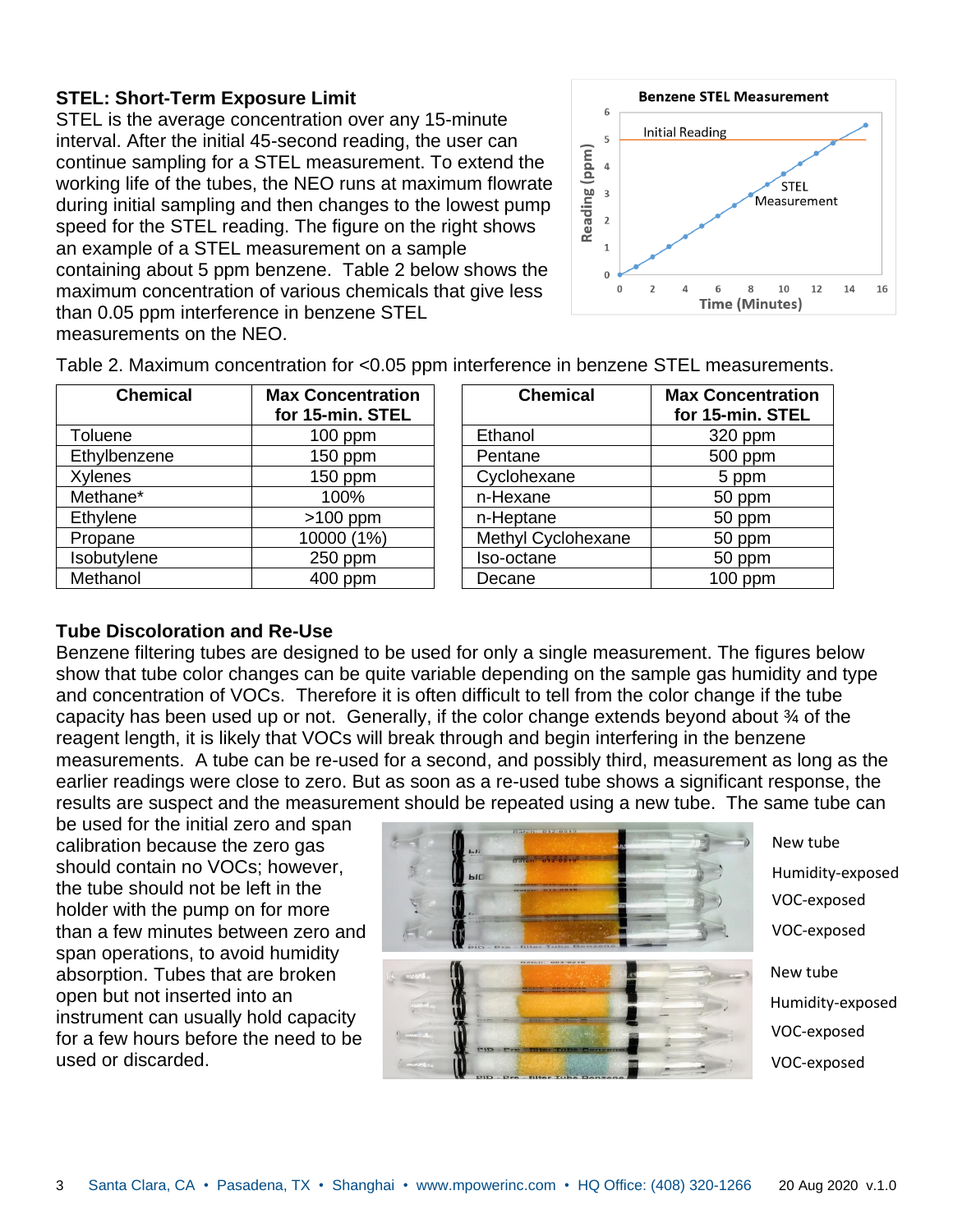## STEL: Short-Term Exposure Limit

STEL is the average concentration over any 15-minute interval. After the initial 45-second reading, the user can continue sampling for a STEL measurement. To extend the working life of the tubes, the NEO runs at maximum flowrate during initial sampling and then changes to the lowest pump speed for the STEL reading. The figure on the right shows an example of a STEL measurement on a sample containing about 5 ppm benzene. Table 2 below shows the maximum concentration of various chemicals that give less than 0.05 ppm interference in benzene STEL measurements on the NEO.

Table 2. Maximum concentration for <0.05 ppm interference in benzene STEL measurements.

| Chemical | Max Concentration for 15-min. STEL | Chemical | Max Concentration for 15-min. STEL |
|---|---|---|---|
| Toluene | 100 ppm | Ethanol | 320 ppm |
| Ethylbenzene | 150 ppm | Pentane | 500 ppm |
| Xylenes | 150 ppm | Cyclohexane | 5 ppm |
| Methane* | 100% | n-Hexane | 50 ppm |
| Ethylene | >100 ppm | n-Heptane | 50 ppm |
| Propane | 10000 (1%) | Methyl Cyclohexane | 50 ppm |
| Isobutylene | 250 ppm | Iso-octane | 50 ppm |
| Methanol | 400 ppm | Decane | 100 ppm |

## Tube Discoloration and Re-Use

Benzene filtering tubes are designed to be used for only a single measurement. The figures below show that tube color changes can be quite variable depending on the sample gas humidity and type and concentration of VOCs. Therefore it is often difficult to tell from the color change if the tube capacity has been used up or not. Generally, if the color change extends beyond about ¾ of the reagent length, it is likely that VOCs will break through and begin interfering in the benzene measurements. A tube can be re-used for a second, and possibly third, measurement as long as the earlier readings were close to zero. But as soon as a re-used tube shows a significant response, the results are suspect and the measurement should be repeated using a new tube. The same tube can be used for the initial zero and span calibration because the zero gas should contain no VOCs; however, the tube should not be left in the holder with the pump on for more than a few minutes between zero and span operations, to avoid humidity absorption. Tubes that are broken open but not inserted into an instrument can usually hold capacity for a few hours before the need to be used or discarded.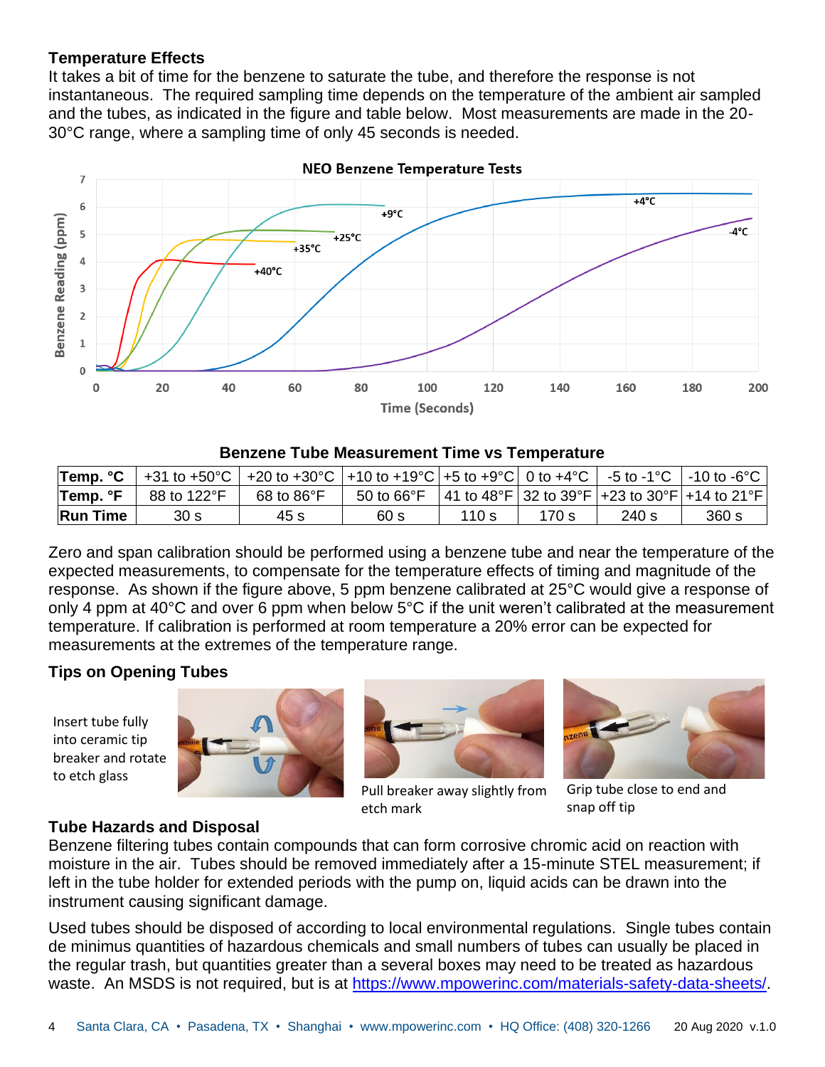## Temperature Effects

It takes a bit of time for the benzene to saturate the tube, and therefore the response is not instantaneous. The required sampling time depends on the temperature of the ambient air sampled and the tubes, as indicated in the figure and table below. Most measurements are made in the 20-30°C range, where a sampling time of only 45 seconds is needed.

NEO Benzene Temperature Tests

Benzene Reading (ppm)

Time (Seconds)

0 20 40 60 80 100 120 140 160 180 200

0 1 2 3 4 5 6 7

+40°C +35°C +25°C +9°C +4°C -4°C

**Benzene Tube Measurement Time vs Temperature**

| **Temp. °C** | +31 to +50°C | +20 to +30°C | +10 to +19°C | +5 to +9°C | 0 to +4°C | -5 to -1°C | -10 to -6°C |
|---|---|---|---|---|---|---|---|
| **Temp. °F** | 88 to 122°F | 68 to 86°F | 50 to 66°F | 41 to 48°F | 32 to 39°F | +23 to 30°F | +14 to 21°F |
| **Run Time** | 30 s | 45 s | 60 s | 110 s | 170 s | 240 s | 360 s |

Zero and span calibration should be performed using a benzene tube and near the temperature of the expected measurements, to compensate for the temperature effects of timing and magnitude of the response. As shown if the figure above, 5 ppm benzene calibrated at 25°C would give a response of only 4 ppm at 40°C and over 6 ppm when below 5°C if the unit weren't calibrated at the measurement temperature. If calibration is performed at room temperature a 20% error can be expected for measurements at the extremes of the temperature range.

## Tips on Opening Tubes

Insert tube fully into ceramic tip breaker and rotate to etch glass

Pull breaker away slightly from etch mark

Grip tube close to end and snap off tip

## Tube Hazards and Disposal

Benzene filtering tubes contain compounds that can form corrosive chromic acid on reaction with moisture in the air. Tubes should be removed immediately after a 15-minute STEL measurement; if left in the tube holder for extended periods with the pump on, liquid acids can be drawn into the instrument causing significant damage.

Used tubes should be disposed of according to local environmental regulations. Single tubes contain de minimus quantities of hazardous chemicals and small numbers of tubes can usually be placed in the regular trash, but quantities greater than a several boxes may need to be treated as hazardous waste. An MSDS is not required, but is at https://www.mpowerinc.com/materials-safety-data-sheets/.